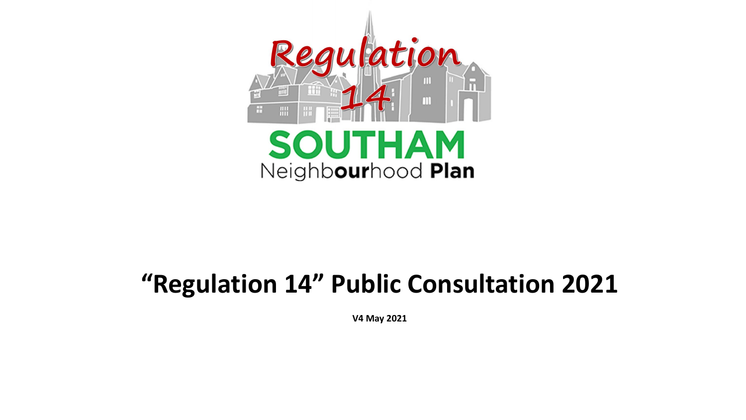Regulation 14

SOUTHAM

Neighbourhood Plan

# "Regulation 14" Public Consultation 2021

**V4 May 2021**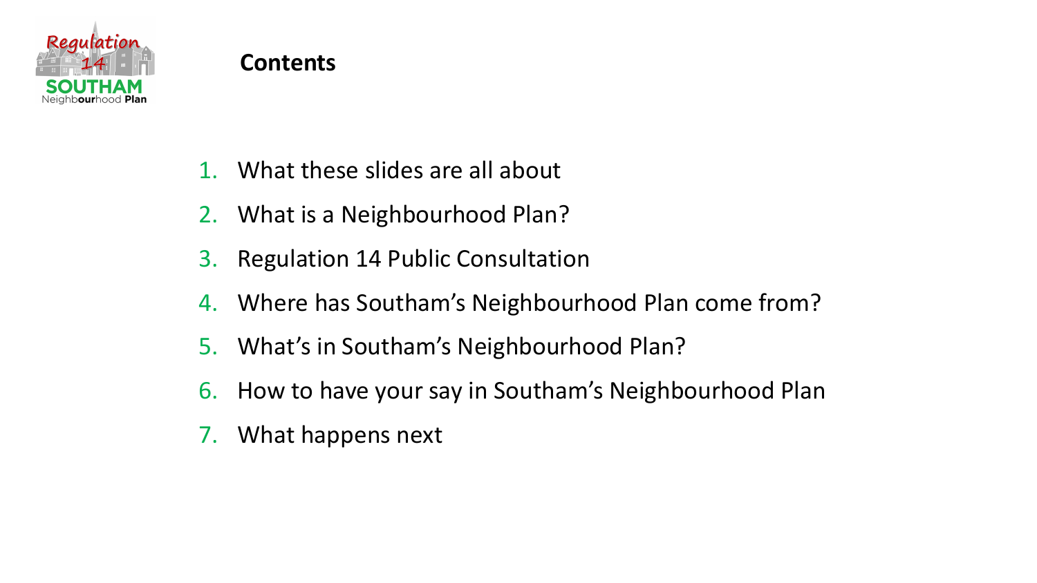# Contents

1. What these slides are all about
2. What is a Neighbourhood Plan?
3. Regulation 14 Public Consultation
4. Where has Southam's Neighbourhood Plan come from?
5. What's in Southam's Neighbourhood Plan?
6. How to have your say in Southam's Neighbourhood Plan
7. What happens next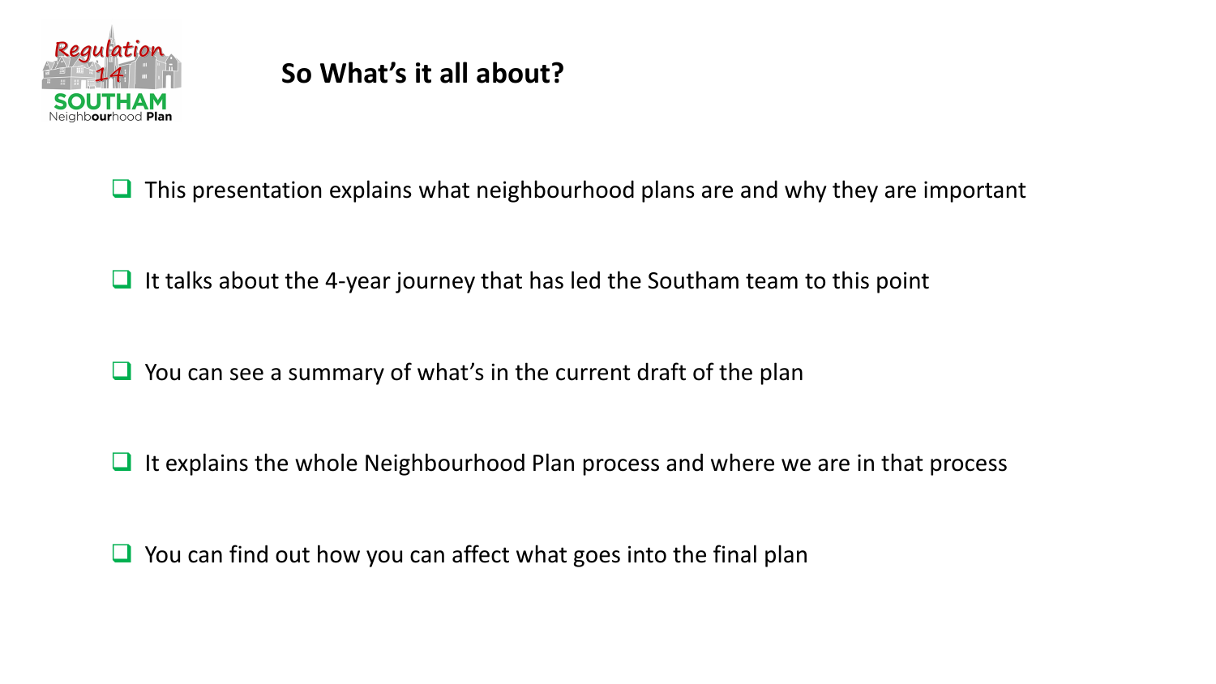## So What's it all about?

- This presentation explains what neighbourhood plans are and why they are important
- It talks about the 4-year journey that has led the Southam team to this point
- You can see a summary of what's in the current draft of the plan
- It explains the whole Neighbourhood Plan process and where we are in that process
- You can find out how you can affect what goes into the final plan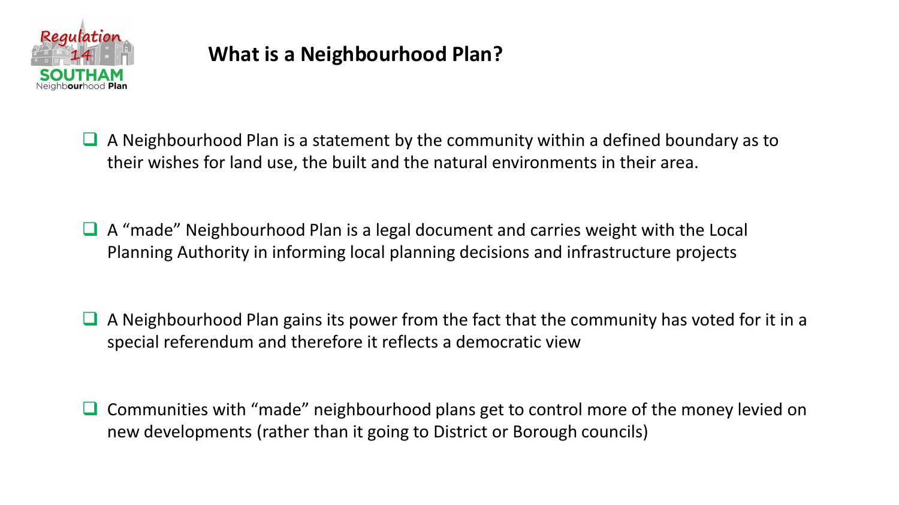# What is a Neighbourhood Plan?

- A Neighbourhood Plan is a statement by the community within a defined boundary as to their wishes for land use, the built and the natural environments in their area.

- A "made" Neighbourhood Plan is a legal document and carries weight with the Local Planning Authority in informing local planning decisions and infrastructure projects

- A Neighbourhood Plan gains its power from the fact that the community has voted for it in a special referendum and therefore it reflects a democratic view

- Communities with "made" neighbourhood plans get to control more of the money levied on new developments (rather than it going to District or Borough councils)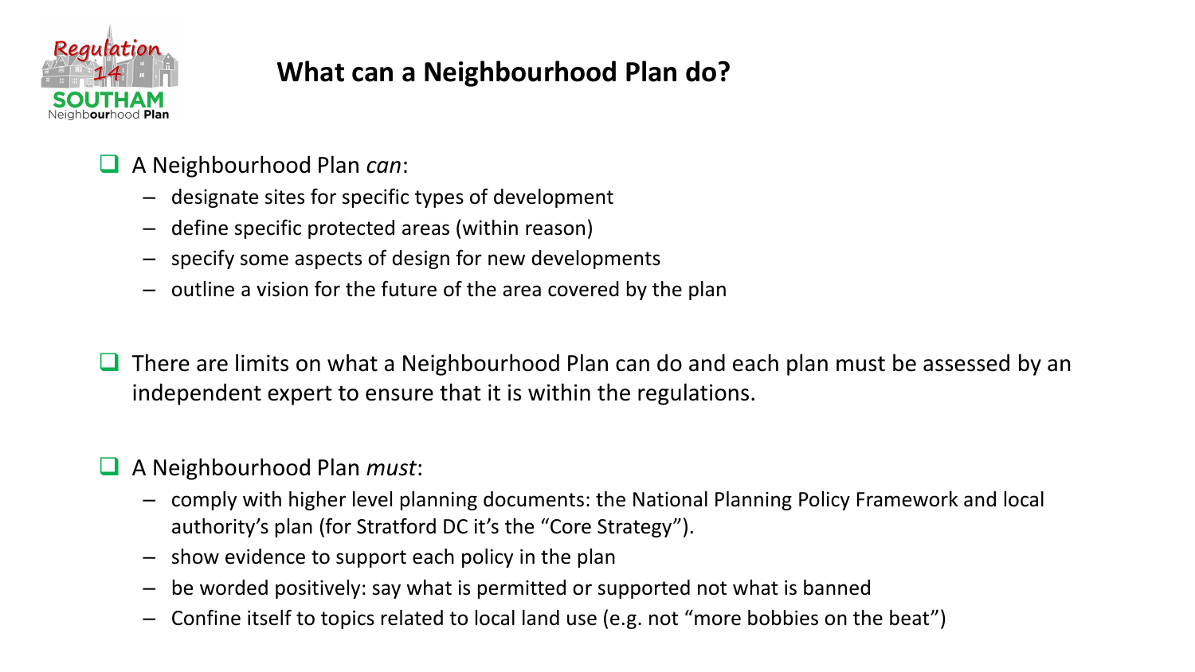# What can a Neighbourhood Plan do?

- A Neighbourhood Plan *can*:
  - designate sites for specific types of development
  - define specific protected areas (within reason)
  - specify some aspects of design for new developments
  - outline a vision for the future of the area covered by the plan

- There are limits on what a Neighbourhood Plan can do and each plan must be assessed by an independent expert to ensure that it is within the regulations.

- A Neighbourhood Plan *must*:
  - comply with higher level planning documents: the National Planning Policy Framework and local authority's plan (for Stratford DC it's the "Core Strategy").
  - show evidence to support each policy in the plan
  - be worded positively: say what is permitted or supported not what is banned
  - Confine itself to topics related to local land use (e.g. not "more bobbies on the beat")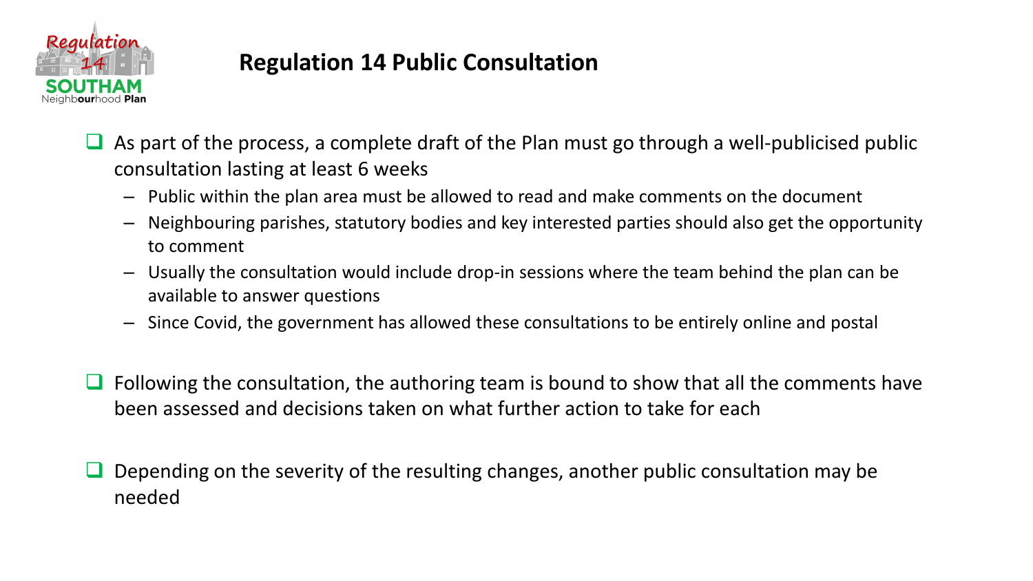# Regulation 14 Public Consultation

- As part of the process, a complete draft of the Plan must go through a well-publicised public consultation lasting at least 6 weeks
  - Public within the plan area must be allowed to read and make comments on the document
  - Neighbouring parishes, statutory bodies and key interested parties should also get the opportunity to comment
  - Usually the consultation would include drop-in sessions where the team behind the plan can be available to answer questions
  - Since Covid, the government has allowed these consultations to be entirely online and postal

- Following the consultation, the authoring team is bound to show that all the comments have been assessed and decisions taken on what further action to take for each

- Depending on the severity of the resulting changes, another public consultation may be needed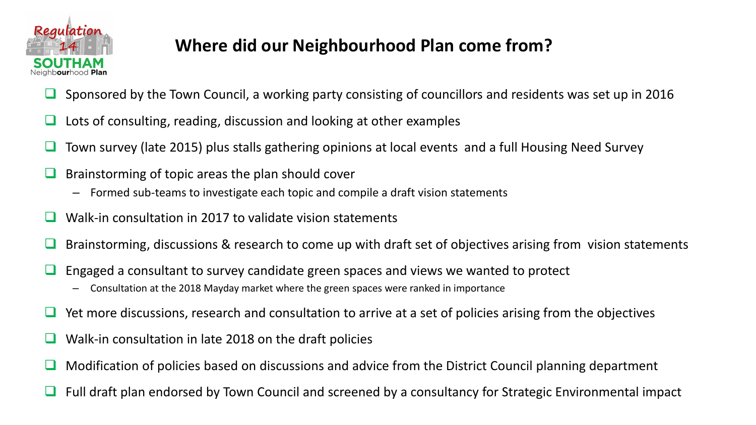## Where did our Neighbourhood Plan come from?

- Sponsored by the Town Council, a working party consisting of councillors and residents was set up in 2016
- Lots of consulting, reading, discussion and looking at other examples
- Town survey (late 2015) plus stalls gathering opinions at local events and a full Housing Need Survey
- Brainstorming of topic areas the plan should cover
  - Formed sub-teams to investigate each topic and compile a draft vision statements
- Walk-in consultation in 2017 to validate vision statements
- Brainstorming, discussions & research to come up with draft set of objectives arising from vision statements
- Engaged a consultant to survey candidate green spaces and views we wanted to protect
  - Consultation at the 2018 Mayday market where the green spaces were ranked in importance
- Yet more discussions, research and consultation to arrive at a set of policies arising from the objectives
- Walk-in consultation in late 2018 on the draft policies
- Modification of policies based on discussions and advice from the District Council planning department
- Full draft plan endorsed by Town Council and screened by a consultancy for Strategic Environmental impact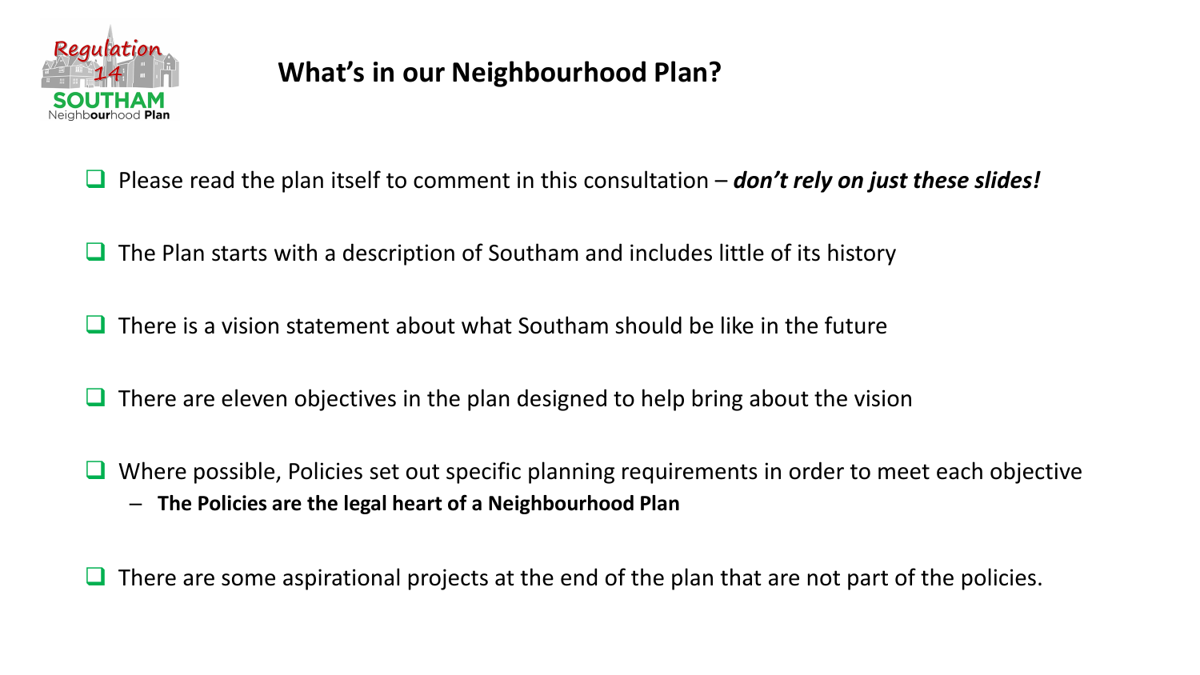## What's in our Neighbourhood Plan?

- Please read the plan itself to comment in this consultation – ***don't rely on just these slides!***
- The Plan starts with a description of Southam and includes little of its history
- There is a vision statement about what Southam should be like in the future
- There are eleven objectives in the plan designed to help bring about the vision
- Where possible, Policies set out specific planning requirements in order to meet each objective
  - **The Policies are the legal heart of a Neighbourhood Plan**
- There are some aspirational projects at the end of the plan that are not part of the policies.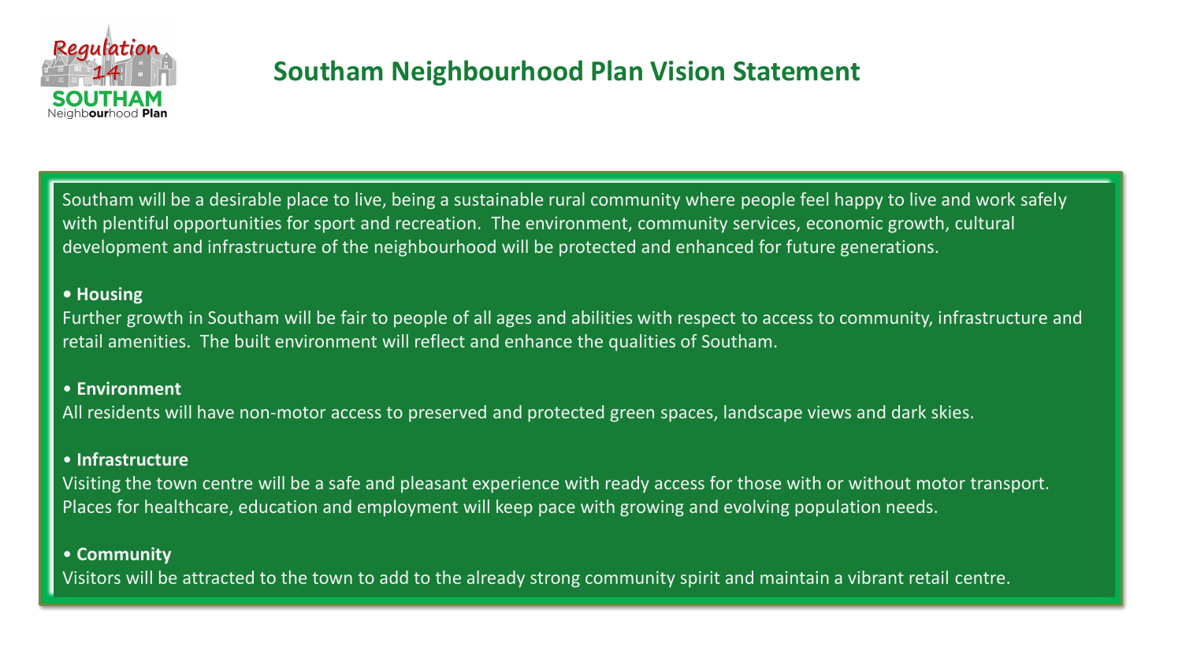# Southam Neighbourhood Plan Vision Statement

Southam will be a desirable place to live, being a sustainable rural community where people feel happy to live and work safely with plentiful opportunities for sport and recreation. The environment, community services, economic growth, cultural development and infrastructure of the neighbourhood will be protected and enhanced for future generations.

- **Housing**

Further growth in Southam will be fair to people of all ages and abilities with respect to access to community, infrastructure and retail amenities. The built environment will reflect and enhance the qualities of Southam.

- **Environment**

All residents will have non-motor access to preserved and protected green spaces, landscape views and dark skies.

- **Infrastructure**

Visiting the town centre will be a safe and pleasant experience with ready access for those with or without motor transport. Places for healthcare, education and employment will keep pace with growing and evolving population needs.

- **Community**

Visitors will be attracted to the town to add to the already strong community spirit and maintain a vibrant retail centre.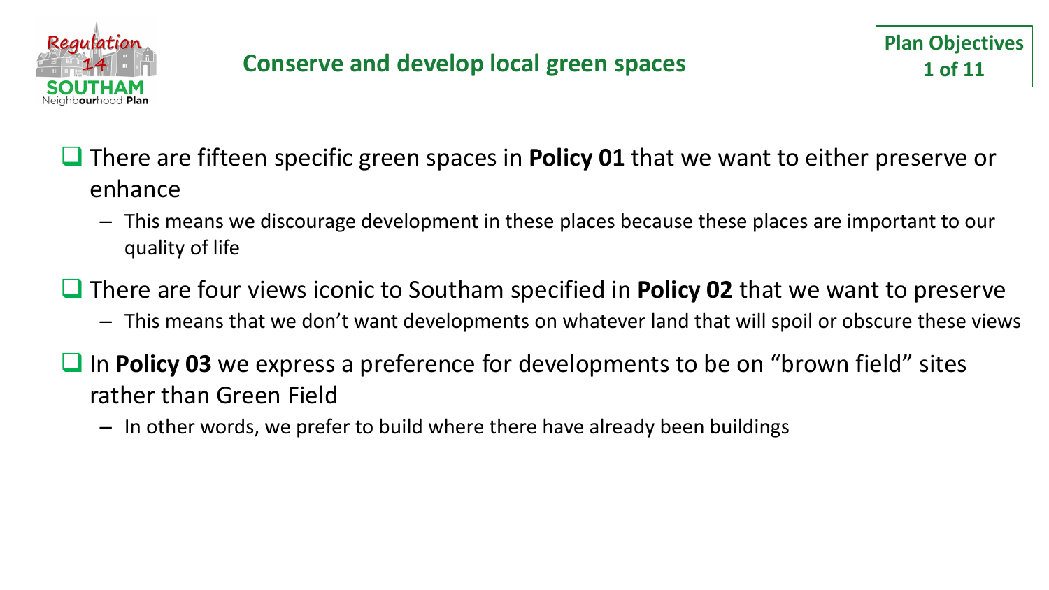## Conserve and develop local green spaces

**Plan Objectives 1 of 11**

- There are fifteen specific green spaces in **Policy 01** that we want to either preserve or enhance
  - This means we discourage development in these places because these places are important to our quality of life
- There are four views iconic to Southam specified in **Policy 02** that we want to preserve
  - This means that we don't want developments on whatever land that will spoil or obscure these views
- In **Policy 03** we express a preference for developments to be on "brown field" sites rather than Green Field
  - In other words, we prefer to build where there have already been buildings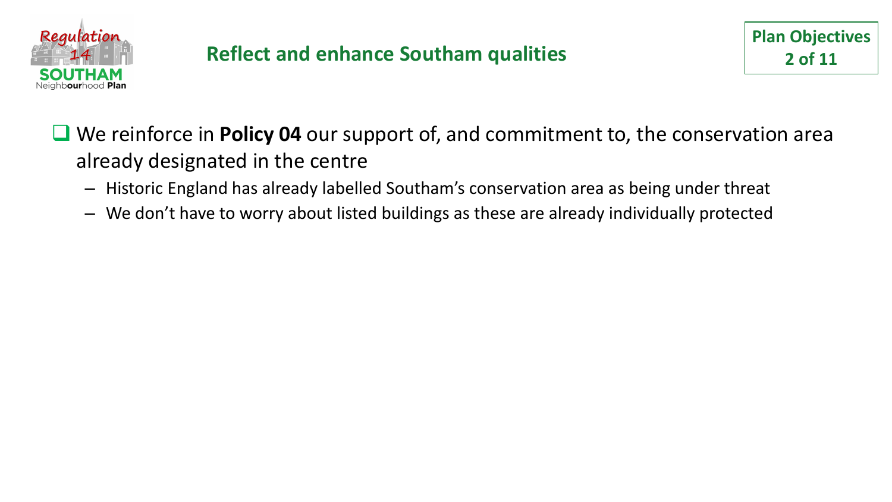## Reflect and enhance Southam qualities

**Plan Objectives 2 of 11**

- We reinforce in **Policy 04** our support of, and commitment to, the conservation area already designated in the centre
  - Historic England has already labelled Southam's conservation area as being under threat
  - We don't have to worry about listed buildings as these are already individually protected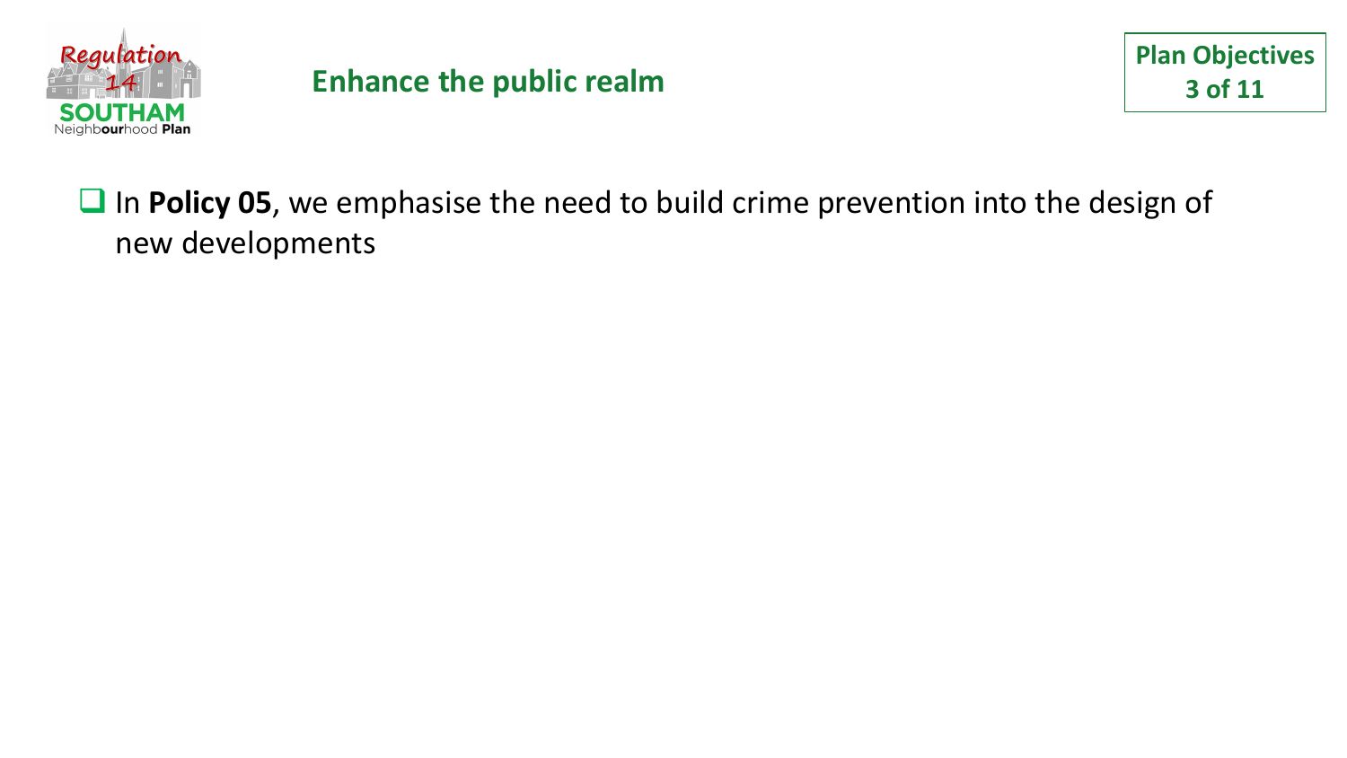## Enhance the public realm

**Plan Objectives 3 of 11**

- In **Policy 05**, we emphasise the need to build crime prevention into the design of new developments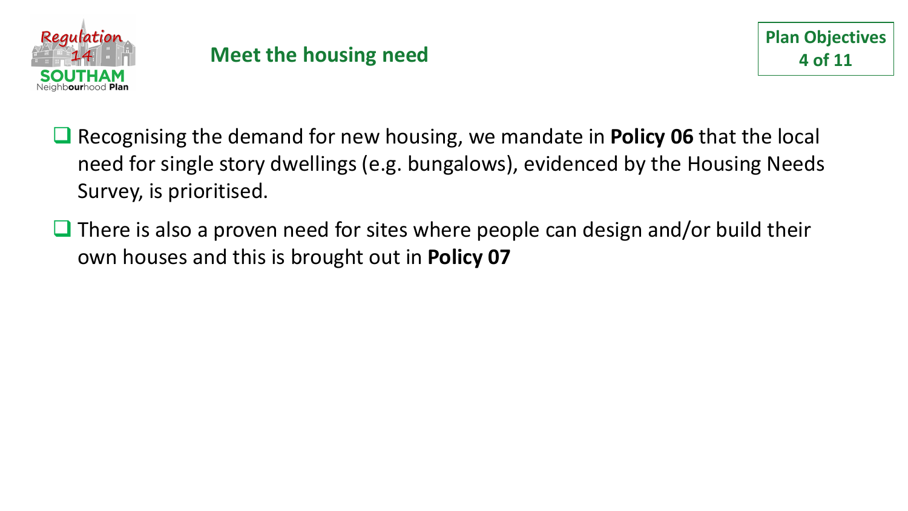## Meet the housing need

**Plan Objectives 4 of 11**

- Recognising the demand for new housing, we mandate in **Policy 06** that the local need for single story dwellings (e.g. bungalows), evidenced by the Housing Needs Survey, is prioritised.
- There is also a proven need for sites where people can design and/or build their own houses and this is brought out in **Policy 07**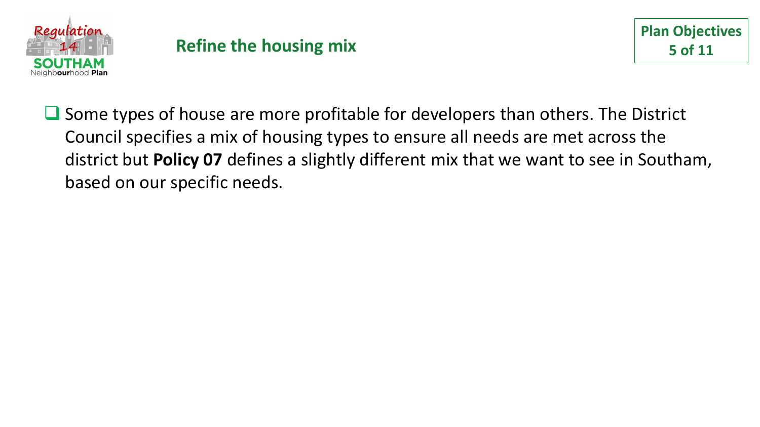## Refine the housing mix

**Plan Objectives 5 of 11**

- Some types of house are more profitable for developers than others. The District Council specifies a mix of housing types to ensure all needs are met across the district but **Policy 07** defines a slightly different mix that we want to see in Southam, based on our specific needs.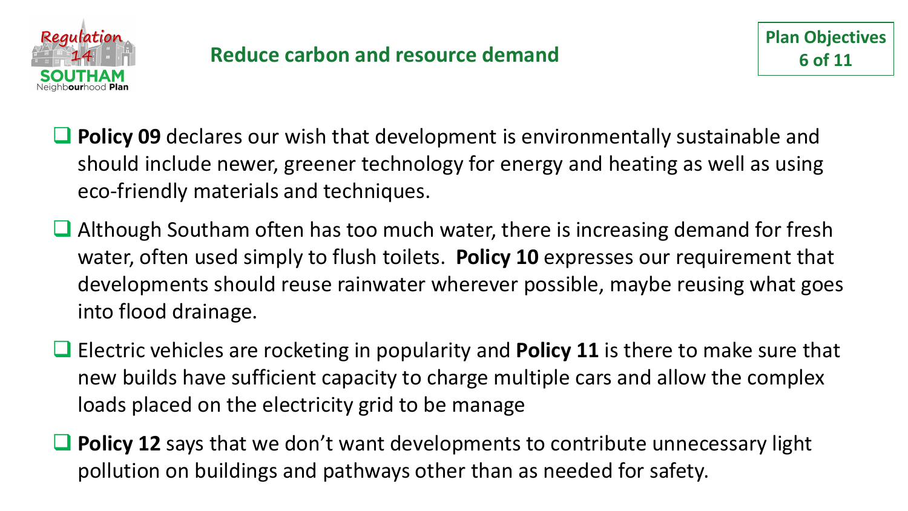## Reduce carbon and resource demand

**Plan Objectives 6 of 11**

- **Policy 09** declares our wish that development is environmentally sustainable and should include newer, greener technology for energy and heating as well as using eco-friendly materials and techniques.
- Although Southam often has too much water, there is increasing demand for fresh water, often used simply to flush toilets. **Policy 10** expresses our requirement that developments should reuse rainwater wherever possible, maybe reusing what goes into flood drainage.
- Electric vehicles are rocketing in popularity and **Policy 11** is there to make sure that new builds have sufficient capacity to charge multiple cars and allow the complex loads placed on the electricity grid to be manage
- **Policy 12** says that we don't want developments to contribute unnecessary light pollution on buildings and pathways other than as needed for safety.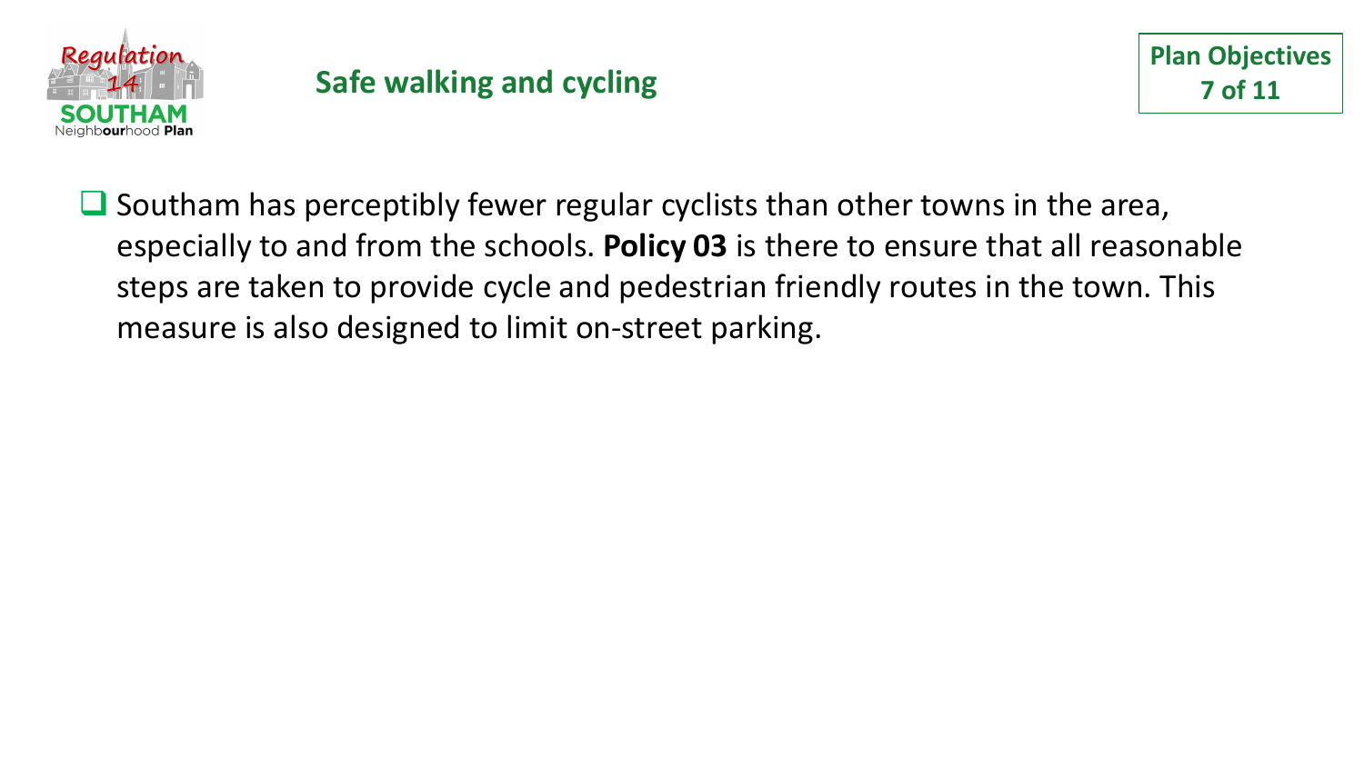## Safe walking and cycling

**Plan Objectives 7 of 11**

- Southam has perceptibly fewer regular cyclists than other towns in the area, especially to and from the schools. **Policy 03** is there to ensure that all reasonable steps are taken to provide cycle and pedestrian friendly routes in the town. This measure is also designed to limit on-street parking.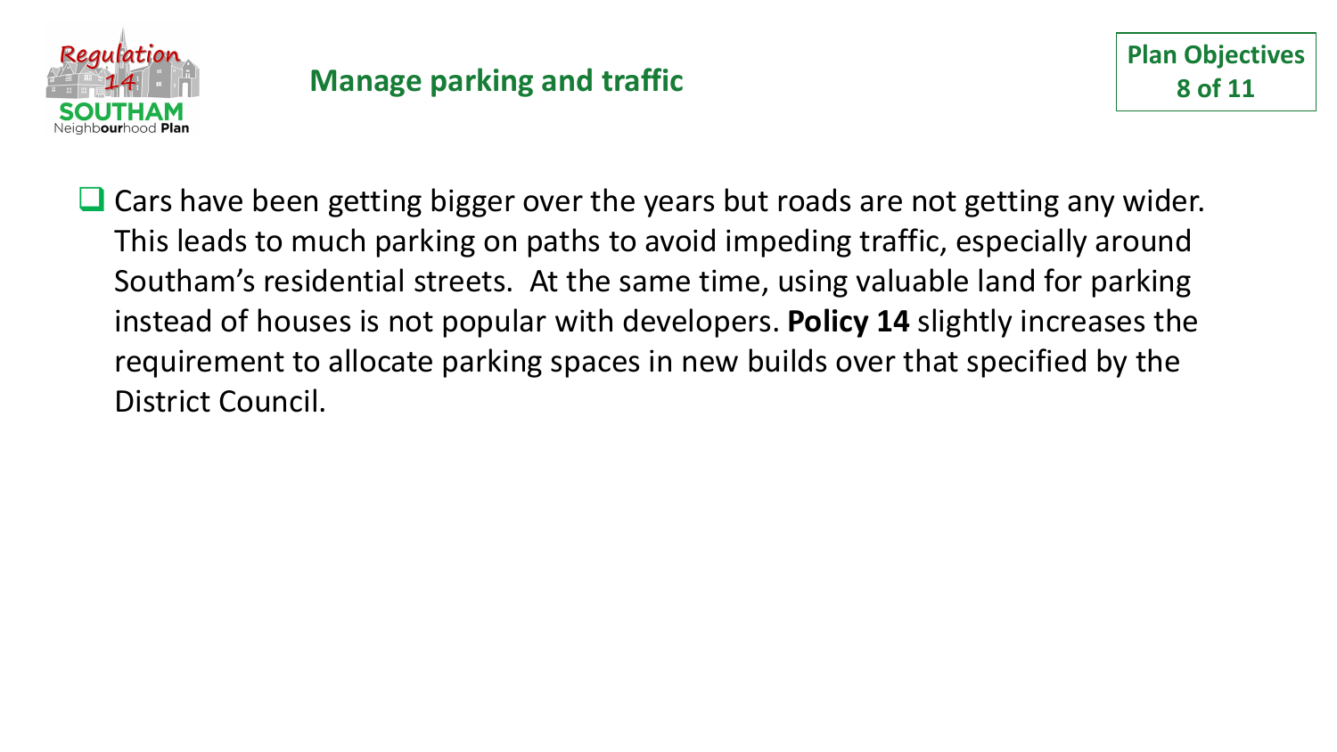## Manage parking and traffic

**Plan Objectives 8 of 11**

- Cars have been getting bigger over the years but roads are not getting any wider. This leads to much parking on paths to avoid impeding traffic, especially around Southam's residential streets. At the same time, using valuable land for parking instead of houses is not popular with developers. **Policy 14** slightly increases the requirement to allocate parking spaces in new builds over that specified by the District Council.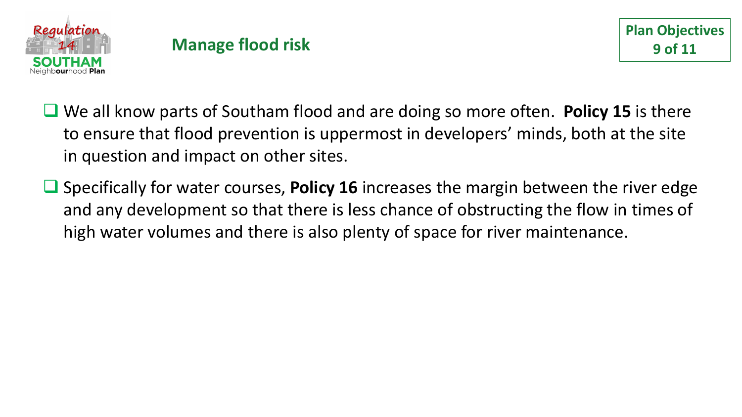## Manage flood risk

**Plan Objectives 9 of 11**

- We all know parts of Southam flood and are doing so more often. **Policy 15** is there to ensure that flood prevention is uppermost in developers' minds, both at the site in question and impact on other sites.
- Specifically for water courses, **Policy 16** increases the margin between the river edge and any development so that there is less chance of obstructing the flow in times of high water volumes and there is also plenty of space for river maintenance.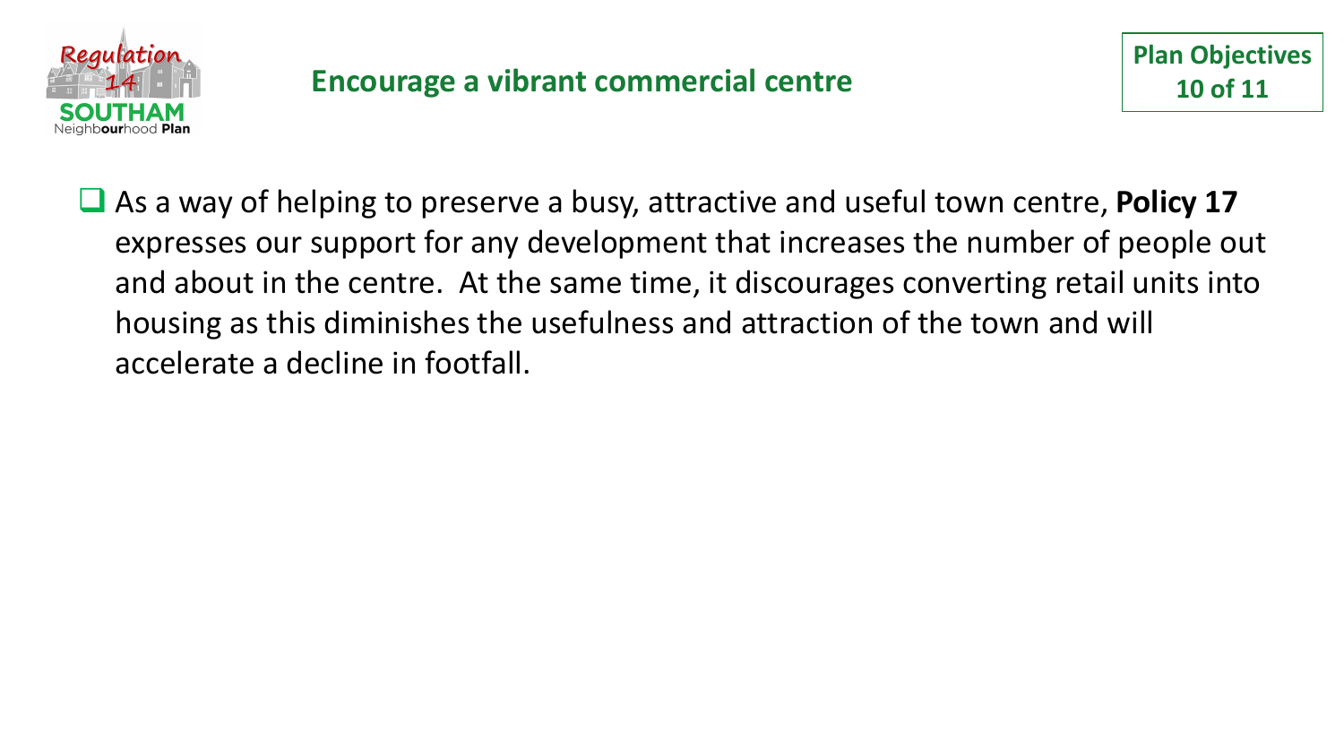## Encourage a vibrant commercial centre

**Plan Objectives 10 of 11**

- As a way of helping to preserve a busy, attractive and useful town centre, **Policy 17** expresses our support for any development that increases the number of people out and about in the centre. At the same time, it discourages converting retail units into housing as this diminishes the usefulness and attraction of the town and will accelerate a decline in footfall.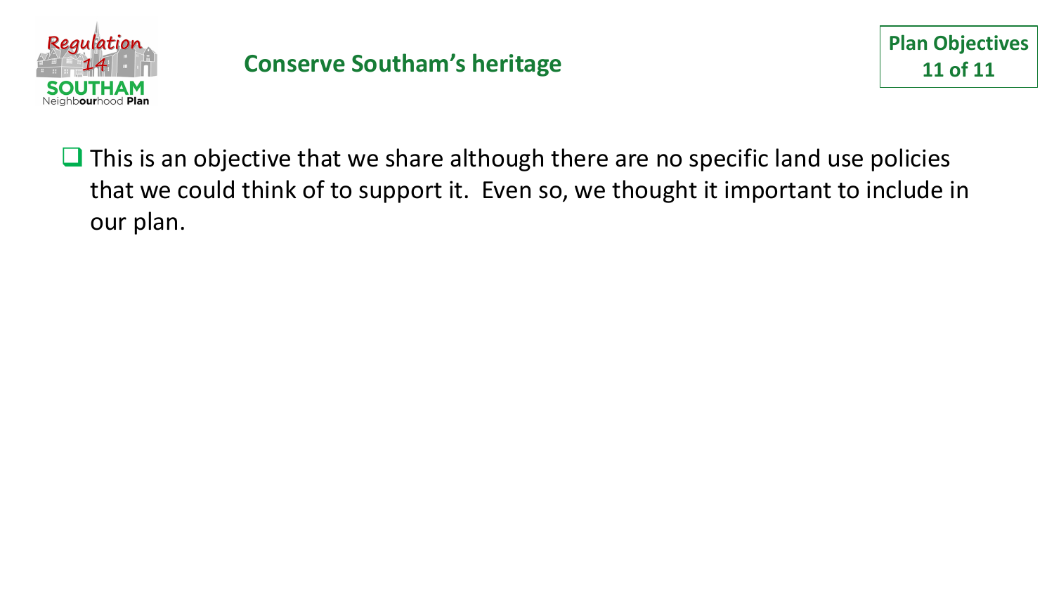## Conserve Southam's heritage

**Plan Objectives 11 of 11**

- This is an objective that we share although there are no specific land use policies that we could think of to support it. Even so, we thought it important to include in our plan.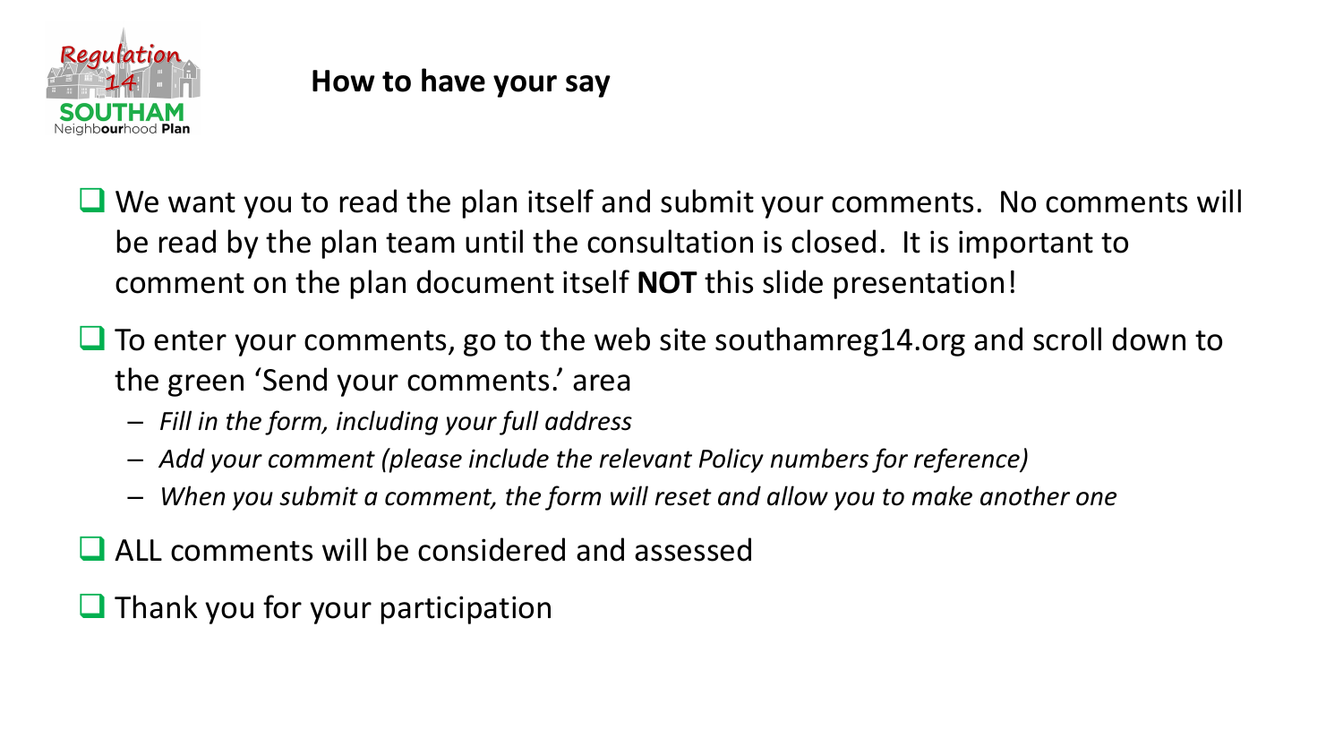## How to have your say

- We want you to read the plan itself and submit your comments. No comments will be read by the plan team until the consultation is closed. It is important to comment on the plan document itself **NOT** this slide presentation!
- To enter your comments, go to the web site southamreg14.org and scroll down to the green 'Send your comments.' area
  - *Fill in the form, including your full address*
  - *Add your comment (please include the relevant Policy numbers for reference)*
  - *When you submit a comment, the form will reset and allow you to make another one*
- ALL comments will be considered and assessed
- Thank you for your participation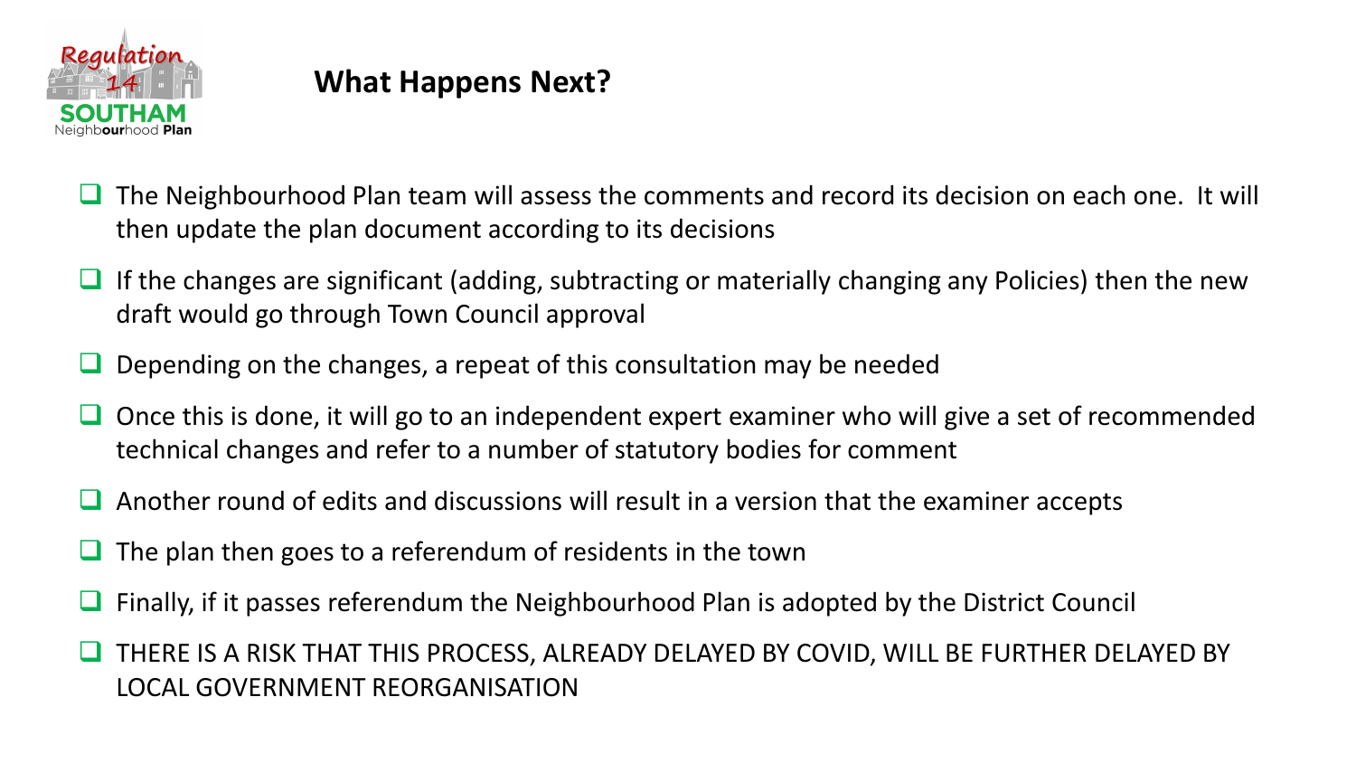Regulation 14

SOUTHAM

Neighbourhood Plan

## What Happens Next?

- The Neighbourhood Plan team will assess the comments and record its decision on each one. It will then update the plan document according to its decisions
- If the changes are significant (adding, subtracting or materially changing any Policies) then the new draft would go through Town Council approval
- Depending on the changes, a repeat of this consultation may be needed
- Once this is done, it will go to an independent expert examiner who will give a set of recommended technical changes and refer to a number of statutory bodies for comment
- Another round of edits and discussions will result in a version that the examiner accepts
- The plan then goes to a referendum of residents in the town
- Finally, if it passes referendum the Neighbourhood Plan is adopted by the District Council
- THERE IS A RISK THAT THIS PROCESS, ALREADY DELAYED BY COVID, WILL BE FURTHER DELAYED BY LOCAL GOVERNMENT REORGANISATION